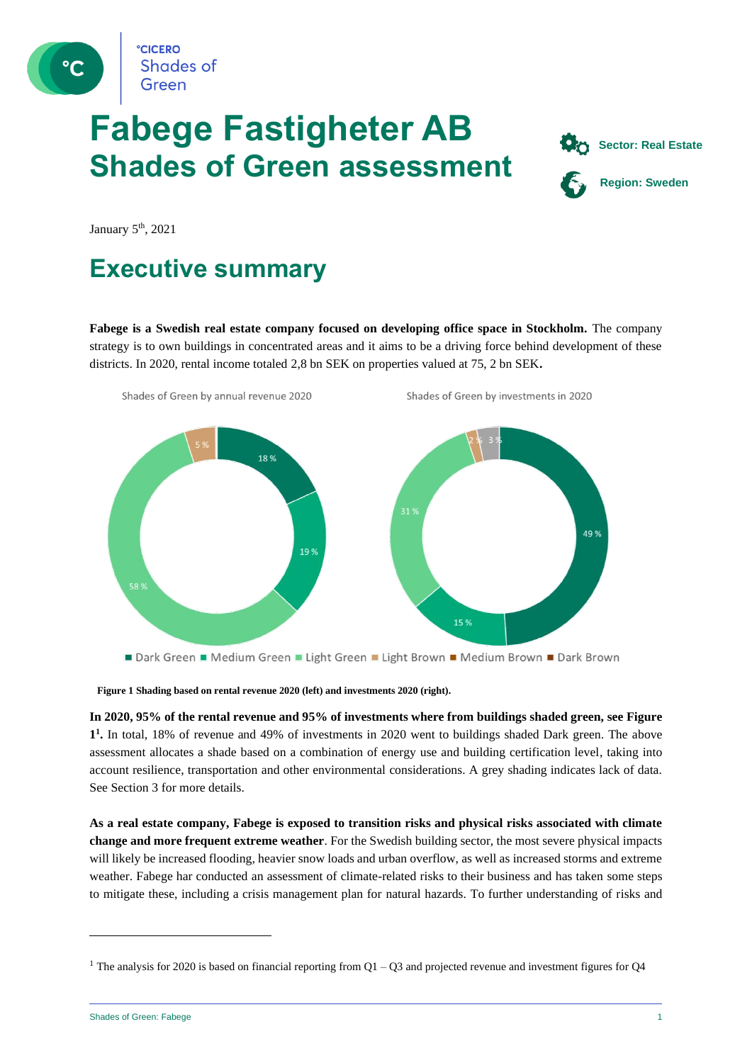°CICERO Shades of Green

# Fabege Fastigheter AB
## Shades of Green assessment

**Sector: Real Estate**

**Region: Sweden**

January 5th, 2021

# Executive summary

**Fabege is a Swedish real estate company focused on developing office space in Stockholm.** The company strategy is to own buildings in concentrated areas and it aims to be a driving force behind development of these districts. In 2020, rental income totaled 2,8 bn SEK on properties valued at 75, 2 bn SEK.

Shades of Green by annual revenue 2020

Shades of Green by investments in 2020

| Shade | Annual revenue 2020 | Investments 2020 |
|---|---|---|
| Dark Green | 18 % | 49 % |
| Medium Green | 19 % | 15 % |
| Light Green | 58 % | 31 % |
| Light Brown | 5 % | 2 % |
| Grey | | 3 % |

■ Dark Green ■ Medium Green ■ Light Green ■ Light Brown ■ Medium Brown ■ Dark Brown

**Figure 1 Shading based on rental revenue 2020 (left) and investments 2020 (right).**

**In 2020, 95% of the rental revenue and 95% of investments where from buildings shaded green, see Figure 1[1].** In total, 18% of revenue and 49% of investments in 2020 went to buildings shaded Dark green. The above assessment allocates a shade based on a combination of energy use and building certification level, taking into account resilience, transportation and other environmental considerations. A grey shading indicates lack of data. See Section 3 for more details.

**As a real estate company, Fabege is exposed to transition risks and physical risks associated with climate change and more frequent extreme weather**. For the Swedish building sector, the most severe physical impacts will likely be increased flooding, heavier snow loads and urban overflow, as well as increased storms and extreme weather. Fabege har conducted an assessment of climate-related risks to their business and has taken some steps to mitigate these, including a crisis management plan for natural hazards. To further understanding of risks and

[1] The analysis for 2020 is based on financial reporting from Q1 – Q3 and projected revenue and investment figures for Q4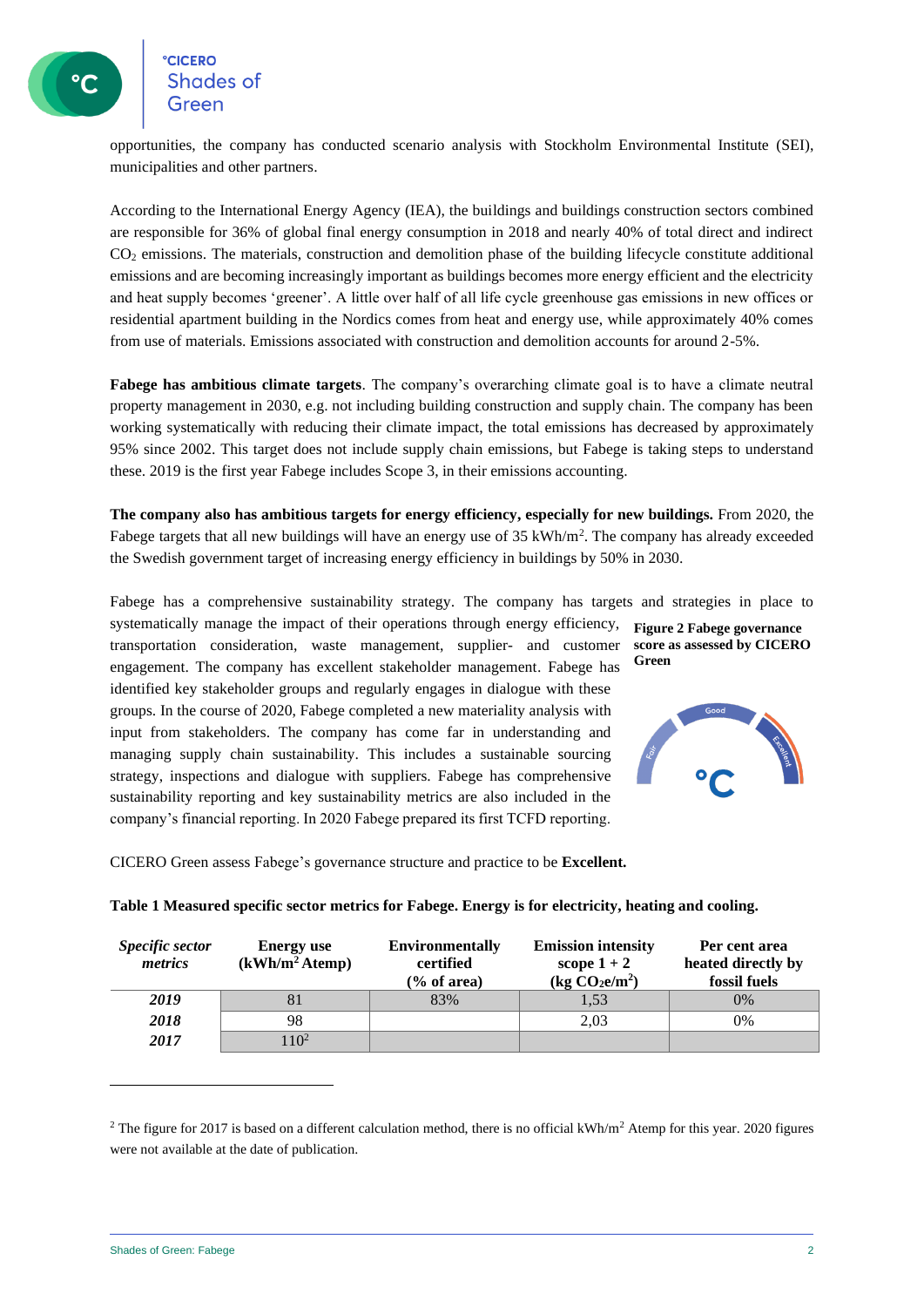opportunities, the company has conducted scenario analysis with Stockholm Environmental Institute (SEI), municipalities and other partners.

According to the International Energy Agency (IEA), the buildings and buildings construction sectors combined are responsible for 36% of global final energy consumption in 2018 and nearly 40% of total direct and indirect $CO_2$ emissions. The materials, construction and demolition phase of the building lifecycle constitute additional emissions and are becoming increasingly important as buildings becomes more energy efficient and the electricity and heat supply becomes 'greener'. A little over half of all life cycle greenhouse gas emissions in new offices or residential apartment building in the Nordics comes from heat and energy use, while approximately 40% comes from use of materials. Emissions associated with construction and demolition accounts for around 2-5%.

**Fabege has ambitious climate targets**. The company's overarching climate goal is to have a climate neutral property management in 2030, e.g. not including building construction and supply chain. The company has been working systematically with reducing their climate impact, the total emissions has decreased by approximately 95% since 2002. This target does not include supply chain emissions, but Fabege is taking steps to understand these. 2019 is the first year Fabege includes Scope 3, in their emissions accounting.

**The company also has ambitious targets for energy efficiency, especially for new buildings.** From 2020, the Fabege targets that all new buildings will have an energy use of 35 kWh/m². The company has already exceeded the Swedish government target of increasing energy efficiency in buildings by 50% in 2030.

Fabege has a comprehensive sustainability strategy. The company has targets and strategies in place to systematically manage the impact of their operations through energy efficiency, transportation consideration, waste management, supplier- and customer engagement. The company has excellent stakeholder management. Fabege has identified key stakeholder groups and regularly engages in dialogue with these groups. In the course of 2020, Fabege completed a new materiality analysis with input from stakeholders. The company has come far in understanding and managing supply chain sustainability. This includes a sustainable sourcing strategy, inspections and dialogue with suppliers. Fabege has comprehensive sustainability reporting and key sustainability metrics are also included in the company's financial reporting. In 2020 Fabege prepared its first TCFD reporting.

**Figure 2 Fabege governance score as assessed by CICERO Green**

CICERO Green assess Fabege's governance structure and practice to be **Excellent.**

**Table 1 Measured specific sector metrics for Fabege. Energy is for electricity, heating and cooling.**

| *Specific sector metrics* | Energy use (kWh/m² Atemp) | Environmentally certified (% of area) | Emission intensity scope 1 + 2 (kg $CO_2e/m^2$) | Per cent area heated directly by fossil fuels |
|---|---|---|---|---|
| ***2019*** | 81 | 83% | 1,53 | 0% |
| ***2018*** | 98 | | 2,03 | 0% |
| ***2017*** | 110[2] | | | |

[2] The figure for 2017 is based on a different calculation method, there is no official kWh/m² Atemp for this year. 2020 figures were not available at the date of publication.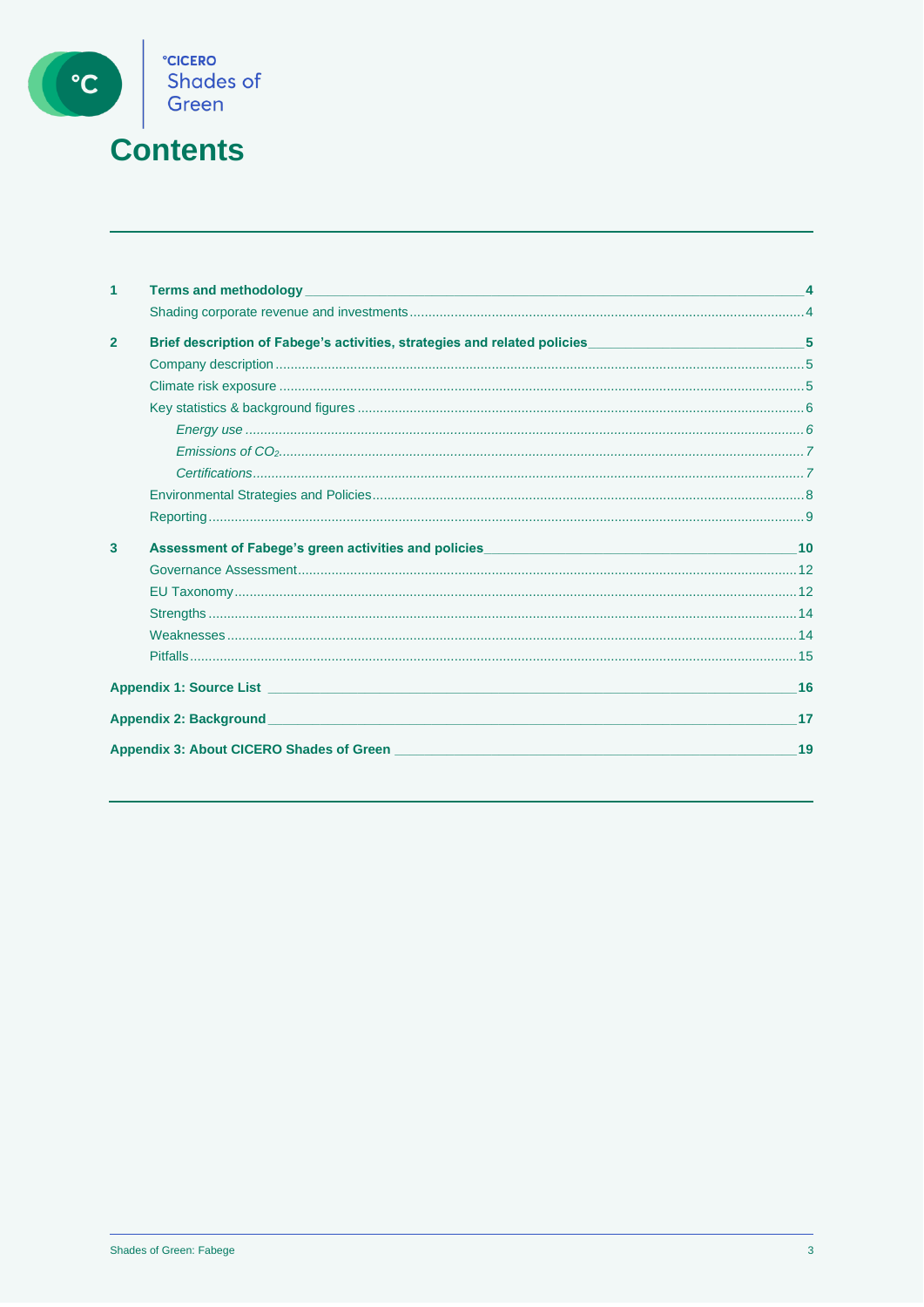# Contents

| | | |
|---|---|---|
| **1** | **Terms and methodology** | **4** |
| | Shading corporate revenue and investments | 4 |
| **2** | **Brief description of Fabege's activities, strategies and related policies** | **5** |
| | Company description | 5 |
| | Climate risk exposure | 5 |
| | Key statistics & background figures | 6 |
| | *Energy use* | *6* |
| | *Emissions of $CO_2$* | *7* |
| | *Certifications* | *7* |
| | Environmental Strategies and Policies | 8 |
| | Reporting | 9 |
| **3** | **Assessment of Fabege's green activities and policies** | **10** |
| | Governance Assessment | 12 |
| | EU Taxonomy | 12 |
| | Strengths | 14 |
| | Weaknesses | 14 |
| | Pitfalls | 15 |
| **Appendix 1: Source List** | | **16** |
| **Appendix 2: Background** | | **17** |
| **Appendix 3: About CICERO Shades of Green** | | **19** |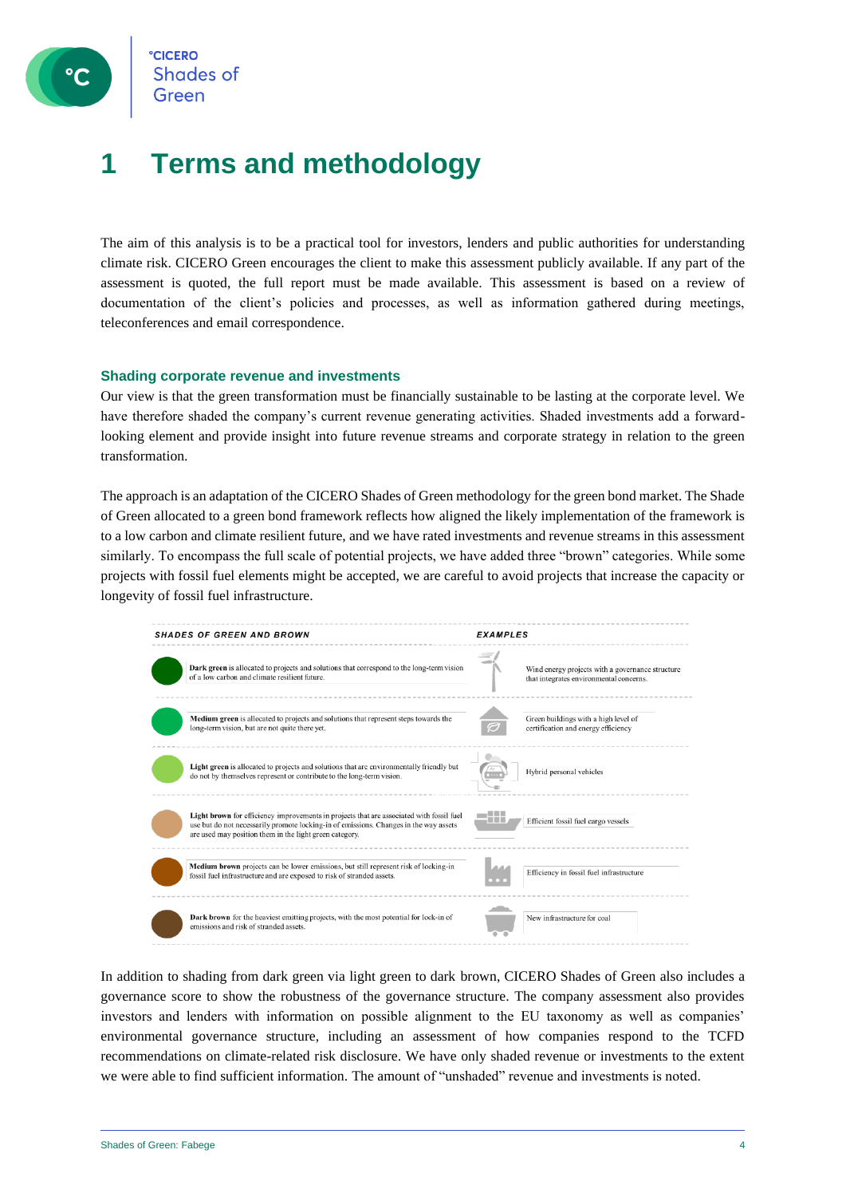# 1 Terms and methodology

The aim of this analysis is to be a practical tool for investors, lenders and public authorities for understanding climate risk. CICERO Green encourages the client to make this assessment publicly available. If any part of the assessment is quoted, the full report must be made available. This assessment is based on a review of documentation of the client's policies and processes, as well as information gathered during meetings, teleconferences and email correspondence.

### Shading corporate revenue and investments

Our view is that the green transformation must be financially sustainable to be lasting at the corporate level. We have therefore shaded the company's current revenue generating activities. Shaded investments add a forward-looking element and provide insight into future revenue streams and corporate strategy in relation to the green transformation.

The approach is an adaptation of the CICERO Shades of Green methodology for the green bond market. The Shade of Green allocated to a green bond framework reflects how aligned the likely implementation of the framework is to a low carbon and climate resilient future, and we have rated investments and revenue streams in this assessment similarly. To encompass the full scale of potential projects, we have added three "brown" categories. While some projects with fossil fuel elements might be accepted, we are careful to avoid projects that increase the capacity or longevity of fossil fuel infrastructure.

| SHADES OF GREEN AND BROWN | EXAMPLES |
|---|---|
| **Dark green** is allocated to projects and solutions that correspond to the long-term vision of a low carbon and climate resilient future. | Wind energy projects with a governance structure that integrates environmental concerns. |
| **Medium green** is allocated to projects and solutions that represent steps towards the long-term vision, but are not quite there yet. | Green buildings with a high level of certification and energy efficiency |
| **Light green** is allocated to projects and solutions that are environmentally friendly but do not by themselves represent or contribute to the long-term vision. | Hybrid personal vehicles |
| **Light brown** for efficiency improvements in projects that are associated with fossil fuel use but do not necessarily promote locking-in of emissions. Changes in the way assets are used may position them in the light green category. | Efficient fossil fuel cargo vessels |
| **Medium brown** projects can be lower emissions, but still represent risk of locking-in fossil fuel infrastructure and are exposed to risk of stranded assets. | Efficiency in fossil fuel infrastructure |
| **Dark brown** for the heaviest emitting projects, with the most potential for lock-in of emissions and risk of stranded assets. | New infrastructure for coal |

In addition to shading from dark green via light green to dark brown, CICERO Shades of Green also includes a governance score to show the robustness of the governance structure. The company assessment also provides investors and lenders with information on possible alignment to the EU taxonomy as well as companies' environmental governance structure, including an assessment of how companies respond to the TCFD recommendations on climate-related risk disclosure. We have only shaded revenue or investments to the extent we were able to find sufficient information. The amount of "unshaded" revenue and investments is noted.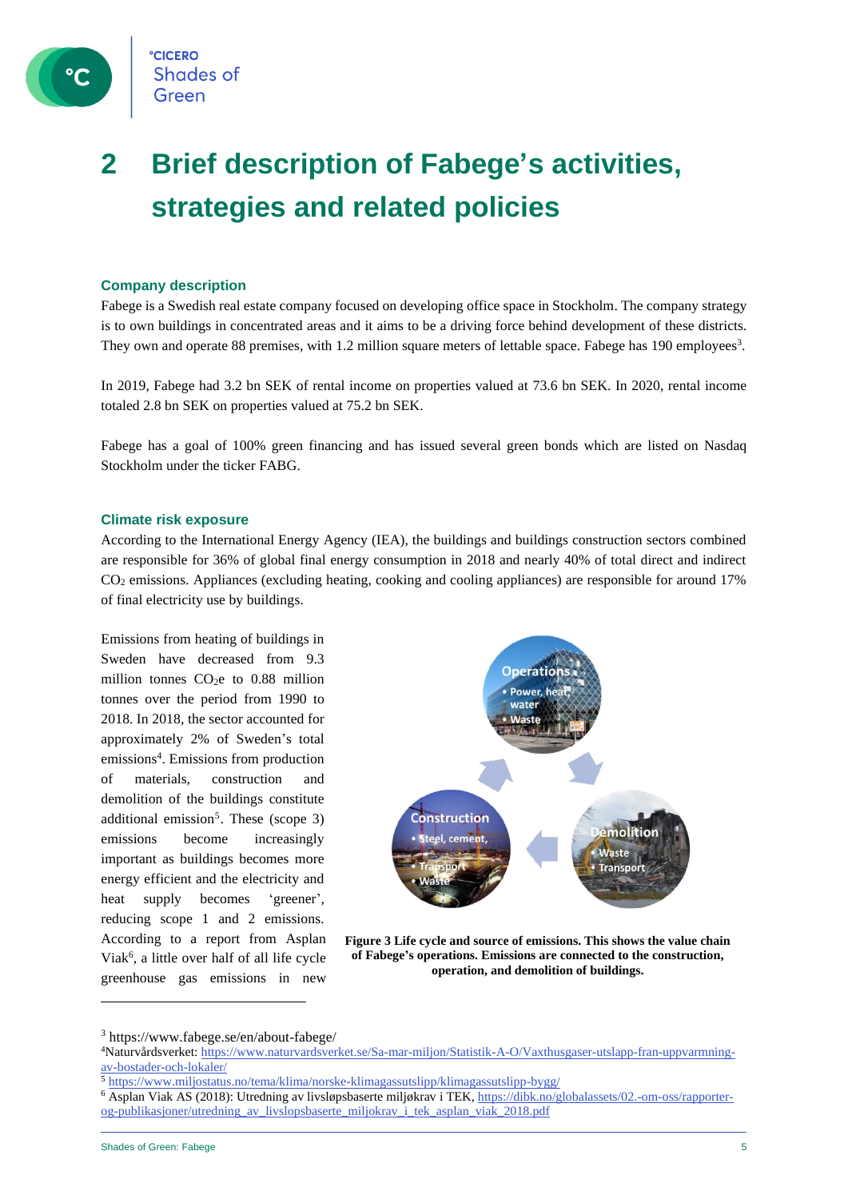# 2 Brief description of Fabege's activities, strategies and related policies

## Company description

Fabege is a Swedish real estate company focused on developing office space in Stockholm. The company strategy is to own buildings in concentrated areas and it aims to be a driving force behind development of these districts. They own and operate 88 premises, with 1.2 million square meters of lettable space. Fabege has 190 employees[3].

In 2019, Fabege had 3.2 bn SEK of rental income on properties valued at 73.6 bn SEK. In 2020, rental income totaled 2.8 bn SEK on properties valued at 75.2 bn SEK.

Fabege has a goal of 100% green financing and has issued several green bonds which are listed on Nasdaq Stockholm under the ticker FABG.

## Climate risk exposure

According to the International Energy Agency (IEA), the buildings and buildings construction sectors combined are responsible for 36% of global final energy consumption in 2018 and nearly 40% of total direct and indirect $CO_2$ emissions. Appliances (excluding heating, cooking and cooling appliances) are responsible for around 17% of final electricity use by buildings.

Emissions from heating of buildings in Sweden have decreased from 9.3 million tonnes $CO_2e$ to 0.88 million tonnes over the period from 1990 to 2018. In 2018, the sector accounted for approximately 2% of Sweden's total emissions[4]. Emissions from production of materials, construction and demolition of the buildings constitute additional emission[5]. These (scope 3) emissions become increasingly important as buildings becomes more energy efficient and the electricity and heat supply becomes 'greener', reducing scope 1 and 2 emissions. According to a report from Asplan Viak[6], a little over half of all life cycle greenhouse gas emissions in new

**Figure 3 Life cycle and source of emissions. This shows the value chain of Fabege's operations. Emissions are connected to the construction, operation, and demolition of buildings.**

---

[3] https://www.fabege.se/en/about-fabege/

[4] Naturvårdsverket: https://www.naturvardsverket.se/Sa-mar-miljon/Statistik-A-O/Vaxthusgaser-utslapp-fran-uppvarmning-av-bostader-och-lokaler/

[5] https://www.miljostatus.no/tema/klima/norske-klimagassutslipp/klimagassutslipp-bygg/

[6] Asplan Viak AS (2018): Utredning av livsløpsbaserte miljøkrav i TEK, https://dibk.no/globalassets/02.-om-oss/rapporter-og-publikasjoner/utredning_av_livslopsbaserte_miljokrav_i_tek_asplan_viak_2018.pdf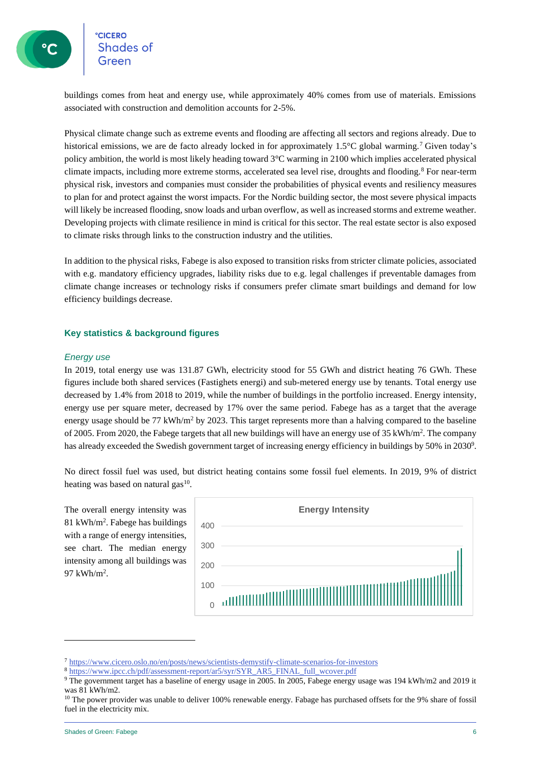buildings comes from heat and energy use, while approximately 40% comes from use of materials. Emissions associated with construction and demolition accounts for 2-5%.

Physical climate change such as extreme events and flooding are affecting all sectors and regions already. Due to historical emissions, we are de facto already locked in for approximately 1.5°C global warming.[7] Given today's policy ambition, the world is most likely heading toward 3°C warming in 2100 which implies accelerated physical climate impacts, including more extreme storms, accelerated sea level rise, droughts and flooding.[8] For near-term physical risk, investors and companies must consider the probabilities of physical events and resiliency measures to plan for and protect against the worst impacts. For the Nordic building sector, the most severe physical impacts will likely be increased flooding, snow loads and urban overflow, as well as increased storms and extreme weather. Developing projects with climate resilience in mind is critical for this sector. The real estate sector is also exposed to climate risks through links to the construction industry and the utilities.

In addition to the physical risks, Fabege is also exposed to transition risks from stricter climate policies, associated with e.g. mandatory efficiency upgrades, liability risks due to e.g. legal challenges if preventable damages from climate change increases or technology risks if consumers prefer climate smart buildings and demand for low efficiency buildings decrease.

## Key statistics & background figures

### *Energy use*

In 2019, total energy use was 131.87 GWh, electricity stood for 55 GWh and district heating 76 GWh. These figures include both shared services (Fastighets energi) and sub-metered energy use by tenants. Total energy use decreased by 1.4% from 2018 to 2019, while the number of buildings in the portfolio increased. Energy intensity, energy use per square meter, decreased by 17% over the same period. Fabege has as a target that the average energy usage should be 77 kWh/m$^2$ by 2023. This target represents more than a halving compared to the baseline of 2005. From 2020, the Fabege targets that all new buildings will have an energy use of 35 kWh/m$^2$. The company has already exceeded the Swedish government target of increasing energy efficiency in buildings by 50% in 2030[9].

No direct fossil fuel was used, but district heating contains some fossil fuel elements. In 2019, 9% of district heating was based on natural gas[10].

The overall energy intensity was 81 kWh/m$^2$. Fabege has buildings with a range of energy intensities, see chart. The median energy intensity among all buildings was 97 kWh/m$^2$.

---

[7] https://www.cicero.oslo.no/en/posts/news/scientists-demystify-climate-scenarios-for-investors

[8] https://www.ipcc.ch/pdf/assessment-report/ar5/syr/SYR_AR5_FINAL_full_wcover.pdf

[9] The government target has a baseline of energy usage in 2005. In 2005, Fabege energy usage was 194 kWh/m2 and 2019 it was 81 kWh/m2.

[10] The power provider was unable to deliver 100% renewable energy. Fabage has purchased offsets for the 9% share of fossil fuel in the electricity mix.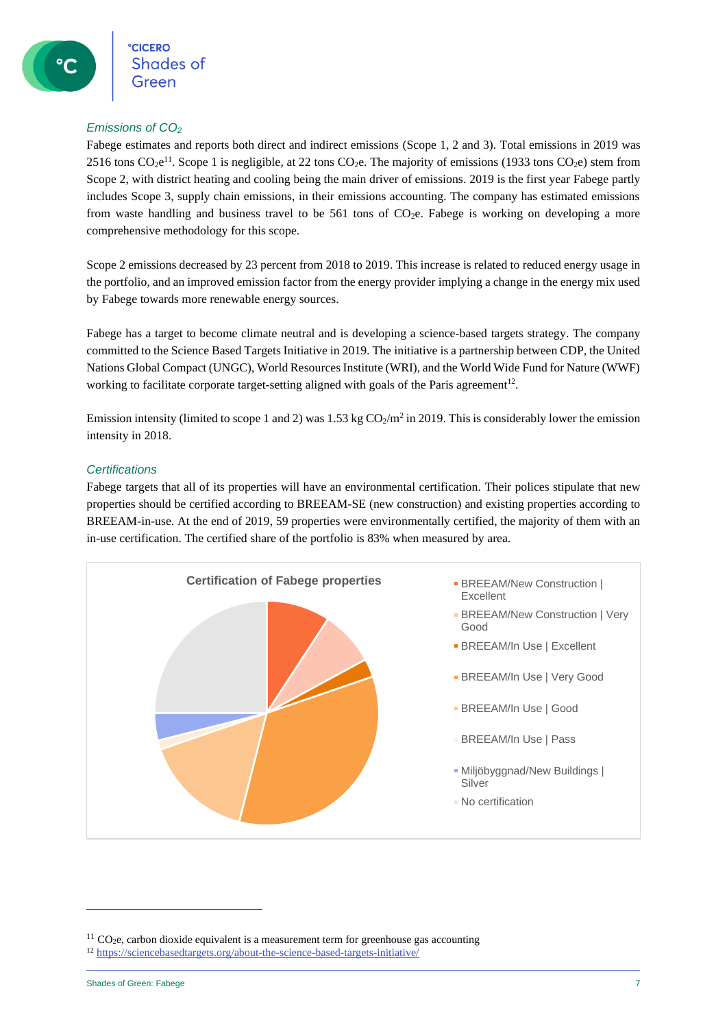### *Emissions of $CO_2$*

Fabege estimates and reports both direct and indirect emissions (Scope 1, 2 and 3). Total emissions in 2019 was 2516 tons $CO_2e$[11]. Scope 1 is negligible, at 22 tons $CO_2e$. The majority of emissions (1933 tons $CO_2e$) stem from Scope 2, with district heating and cooling being the main driver of emissions. 2019 is the first year Fabege partly includes Scope 3, supply chain emissions, in their emissions accounting. The company has estimated emissions from waste handling and business travel to be 561 tons of $CO_2e$. Fabege is working on developing a more comprehensive methodology for this scope.

Scope 2 emissions decreased by 23 percent from 2018 to 2019. This increase is related to reduced energy usage in the portfolio, and an improved emission factor from the energy provider implying a change in the energy mix used by Fabege towards more renewable energy sources.

Fabege has a target to become climate neutral and is developing a science-based targets strategy. The company committed to the Science Based Targets Initiative in 2019. The initiative is a partnership between CDP, the United Nations Global Compact (UNGC), World Resources Institute (WRI), and the World Wide Fund for Nature (WWF) working to facilitate corporate target-setting aligned with goals of the Paris agreement[12].

Emission intensity (limited to scope 1 and 2) was 1.53 kg $CO_2/m^2$ in 2019. This is considerably lower the emission intensity in 2018.

### *Certifications*

Fabege targets that all of its properties will have an environmental certification. Their polices stipulate that new properties should be certified according to BREEAM-SE (new construction) and existing properties according to BREEAM-in-use. At the end of 2019, 59 properties were environmentally certified, the majority of them with an in-use certification. The certified share of the portfolio is 83% when measured by area.

**Certification of Fabege properties**

- BREEAM/New Construction | Excellent
- BREEAM/New Construction | Very Good
- BREEAM/In Use | Excellent
- BREEAM/In Use | Very Good
- BREEAM/In Use | Good
- BREEAM/In Use | Pass
- Miljöbyggnad/New Buildings | Silver
- No certification

---

[11] $CO_2e$, carbon dioxide equivalent is a measurement term for greenhouse gas accounting

[12] https://sciencebasedtargets.org/about-the-science-based-targets-initiative/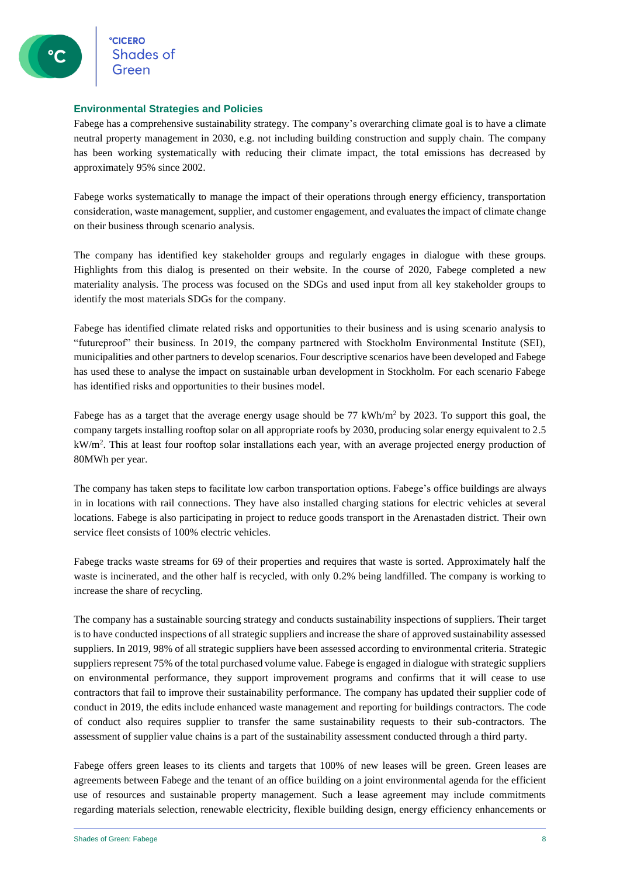## Environmental Strategies and Policies

Fabege has a comprehensive sustainability strategy. The company's overarching climate goal is to have a climate neutral property management in 2030, e.g. not including building construction and supply chain. The company has been working systematically with reducing their climate impact, the total emissions has decreased by approximately 95% since 2002.

Fabege works systematically to manage the impact of their operations through energy efficiency, transportation consideration, waste management, supplier, and customer engagement, and evaluates the impact of climate change on their business through scenario analysis.

The company has identified key stakeholder groups and regularly engages in dialogue with these groups. Highlights from this dialog is presented on their website. In the course of 2020, Fabege completed a new materiality analysis. The process was focused on the SDGs and used input from all key stakeholder groups to identify the most materials SDGs for the company.

Fabege has identified climate related risks and opportunities to their business and is using scenario analysis to "futureproof" their business. In 2019, the company partnered with Stockholm Environmental Institute (SEI), municipalities and other partners to develop scenarios. Four descriptive scenarios have been developed and Fabege has used these to analyse the impact on sustainable urban development in Stockholm. For each scenario Fabege has identified risks and opportunities to their busines model.

Fabege has as a target that the average energy usage should be 77 kWh/$m^2$ by 2023. To support this goal, the company targets installing rooftop solar on all appropriate roofs by 2030, producing solar energy equivalent to 2.5 kW/$m^2$. This at least four rooftop solar installations each year, with an average projected energy production of 80MWh per year.

The company has taken steps to facilitate low carbon transportation options. Fabege's office buildings are always in in locations with rail connections. They have also installed charging stations for electric vehicles at several locations. Fabege is also participating in project to reduce goods transport in the Arenastaden district. Their own service fleet consists of 100% electric vehicles.

Fabege tracks waste streams for 69 of their properties and requires that waste is sorted. Approximately half the waste is incinerated, and the other half is recycled, with only 0.2% being landfilled. The company is working to increase the share of recycling.

The company has a sustainable sourcing strategy and conducts sustainability inspections of suppliers. Their target is to have conducted inspections of all strategic suppliers and increase the share of approved sustainability assessed suppliers. In 2019, 98% of all strategic suppliers have been assessed according to environmental criteria. Strategic suppliers represent 75% of the total purchased volume value. Fabege is engaged in dialogue with strategic suppliers on environmental performance, they support improvement programs and confirms that it will cease to use contractors that fail to improve their sustainability performance. The company has updated their supplier code of conduct in 2019, the edits include enhanced waste management and reporting for buildings contractors. The code of conduct also requires supplier to transfer the same sustainability requests to their sub-contractors. The assessment of supplier value chains is a part of the sustainability assessment conducted through a third party.

Fabege offers green leases to its clients and targets that 100% of new leases will be green. Green leases are agreements between Fabege and the tenant of an office building on a joint environmental agenda for the efficient use of resources and sustainable property management. Such a lease agreement may include commitments regarding materials selection, renewable electricity, flexible building design, energy efficiency enhancements or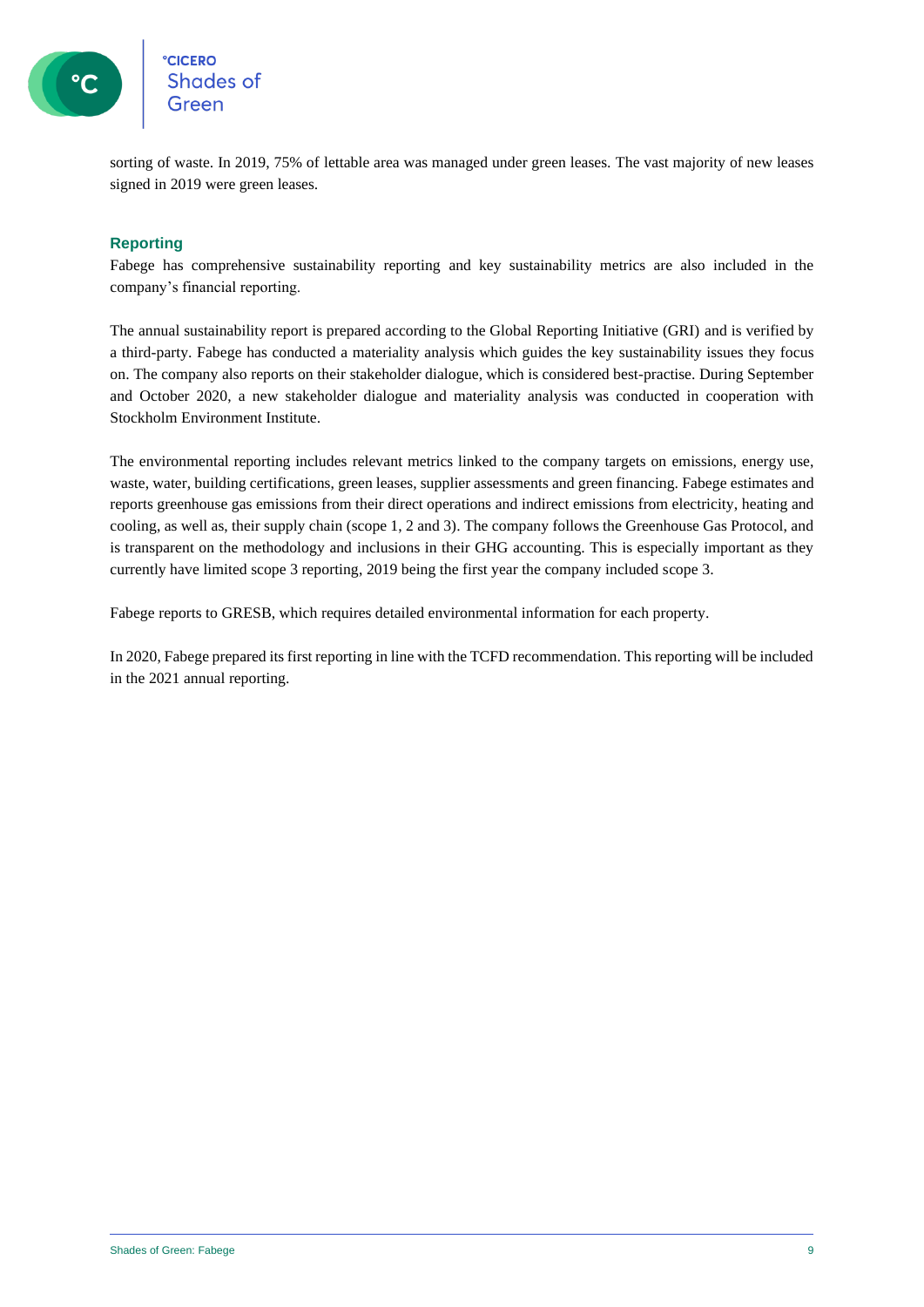sorting of waste. In 2019, 75% of lettable area was managed under green leases. The vast majority of new leases signed in 2019 were green leases.

### Reporting

Fabege has comprehensive sustainability reporting and key sustainability metrics are also included in the company's financial reporting.

The annual sustainability report is prepared according to the Global Reporting Initiative (GRI) and is verified by a third-party. Fabege has conducted a materiality analysis which guides the key sustainability issues they focus on. The company also reports on their stakeholder dialogue, which is considered best-practise. During September and October 2020, a new stakeholder dialogue and materiality analysis was conducted in cooperation with Stockholm Environment Institute.

The environmental reporting includes relevant metrics linked to the company targets on emissions, energy use, waste, water, building certifications, green leases, supplier assessments and green financing. Fabege estimates and reports greenhouse gas emissions from their direct operations and indirect emissions from electricity, heating and cooling, as well as, their supply chain (scope 1, 2 and 3). The company follows the Greenhouse Gas Protocol, and is transparent on the methodology and inclusions in their GHG accounting. This is especially important as they currently have limited scope 3 reporting, 2019 being the first year the company included scope 3.

Fabege reports to GRESB, which requires detailed environmental information for each property.

In 2020, Fabege prepared its first reporting in line with the TCFD recommendation. This reporting will be included in the 2021 annual reporting.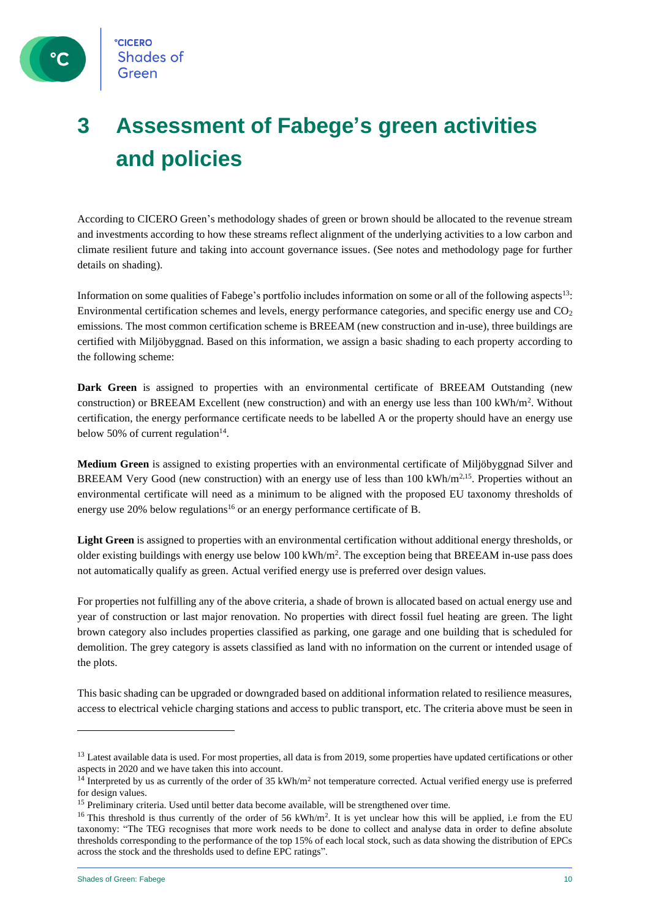# 3 Assessment of Fabege's green activities and policies

According to CICERO Green's methodology shades of green or brown should be allocated to the revenue stream and investments according to how these streams reflect alignment of the underlying activities to a low carbon and climate resilient future and taking into account governance issues. (See notes and methodology page for further details on shading).

Information on some qualities of Fabege's portfolio includes information on some or all of the following aspects[13]: Environmental certification schemes and levels, energy performance categories, and specific energy use and $CO_2$ emissions. The most common certification scheme is BREEAM (new construction and in-use), three buildings are certified with Miljöbyggnad. Based on this information, we assign a basic shading to each property according to the following scheme:

**Dark Green** is assigned to properties with an environmental certificate of BREEAM Outstanding (new construction) or BREEAM Excellent (new construction) and with an energy use less than 100 kWh/m$^2$. Without certification, the energy performance certificate needs to be labelled A or the property should have an energy use below 50% of current regulation[14].

**Medium Green** is assigned to existing properties with an environmental certificate of Miljöbyggnad Silver and BREEAM Very Good (new construction) with an energy use of less than 100 kWh/m$^2$[15]. Properties without an environmental certificate will need as a minimum to be aligned with the proposed EU taxonomy thresholds of energy use 20% below regulations[16] or an energy performance certificate of B.

**Light Green** is assigned to properties with an environmental certification without additional energy thresholds, or older existing buildings with energy use below 100 kWh/m$^2$. The exception being that BREEAM in-use pass does not automatically qualify as green. Actual verified energy use is preferred over design values.

For properties not fulfilling any of the above criteria, a shade of brown is allocated based on actual energy use and year of construction or last major renovation. No properties with direct fossil fuel heating are green. The light brown category also includes properties classified as parking, one garage and one building that is scheduled for demolition. The grey category is assets classified as land with no information on the current or intended usage of the plots.

This basic shading can be upgraded or downgraded based on additional information related to resilience measures, access to electrical vehicle charging stations and access to public transport, etc. The criteria above must be seen in

---

[13] Latest available data is used. For most properties, all data is from 2019, some properties have updated certifications or other aspects in 2020 and we have taken this into account.

[14] Interpreted by us as currently of the order of 35 kWh/m$^2$ not temperature corrected. Actual verified energy use is preferred for design values.

[15] Preliminary criteria. Used until better data become available, will be strengthened over time.

[16] This threshold is thus currently of the order of 56 kWh/m$^2$. It is yet unclear how this will be applied, i.e from the EU taxonomy: "The TEG recognises that more work needs to be done to collect and analyse data in order to define absolute thresholds corresponding to the performance of the top 15% of each local stock, such as data showing the distribution of EPCs across the stock and the thresholds used to define EPC ratings".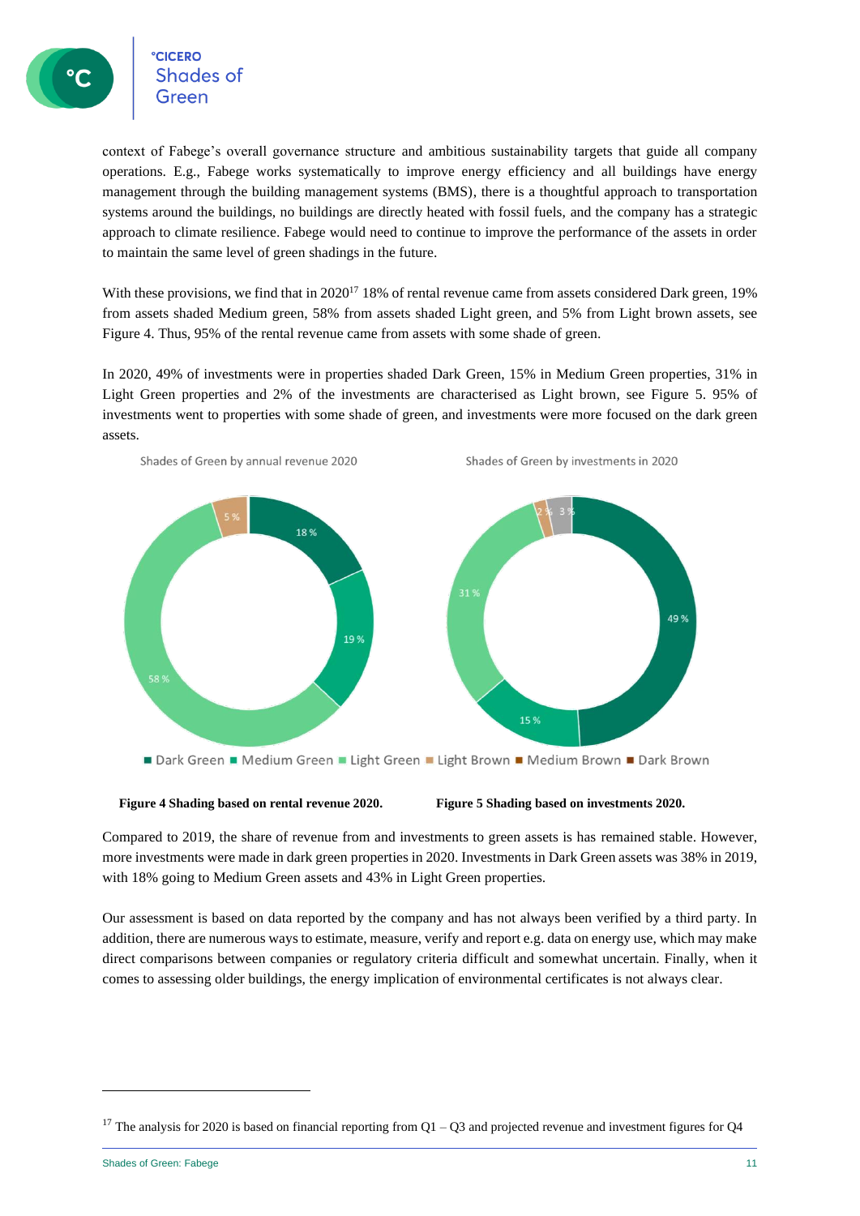context of Fabege's overall governance structure and ambitious sustainability targets that guide all company operations. E.g., Fabege works systematically to improve energy efficiency and all buildings have energy management through the building management systems (BMS), there is a thoughtful approach to transportation systems around the buildings, no buildings are directly heated with fossil fuels, and the company has a strategic approach to climate resilience. Fabege would need to continue to improve the performance of the assets in order to maintain the same level of green shadings in the future.

With these provisions, we find that in 2020[17] 18% of rental revenue came from assets considered Dark green, 19% from assets shaded Medium green, 58% from assets shaded Light green, and 5% from Light brown assets, see Figure 4. Thus, 95% of the rental revenue came from assets with some shade of green.

In 2020, 49% of investments were in properties shaded Dark Green, 15% in Medium Green properties, 31% in Light Green properties and 2% of the investments are characterised as Light brown, see Figure 5. 95% of investments went to properties with some shade of green, and investments were more focused on the dark green assets.

Shades of Green by annual revenue 2020

Shades of Green by investments in 2020

■ Dark Green ■ Medium Green ■ Light Green ■ Light Brown ■ Medium Brown ■ Dark Brown

**Figure 4 Shading based on rental revenue 2020.**

**Figure 5 Shading based on investments 2020.**

Compared to 2019, the share of revenue from and investments to green assets is has remained stable. However, more investments were made in dark green properties in 2020. Investments in Dark Green assets was 38% in 2019, with 18% going to Medium Green assets and 43% in Light Green properties.

Our assessment is based on data reported by the company and has not always been verified by a third party. In addition, there are numerous ways to estimate, measure, verify and report e.g. data on energy use, which may make direct comparisons between companies or regulatory criteria difficult and somewhat uncertain. Finally, when it comes to assessing older buildings, the energy implication of environmental certificates is not always clear.

---

[17] The analysis for 2020 is based on financial reporting from Q1 – Q3 and projected revenue and investment figures for Q4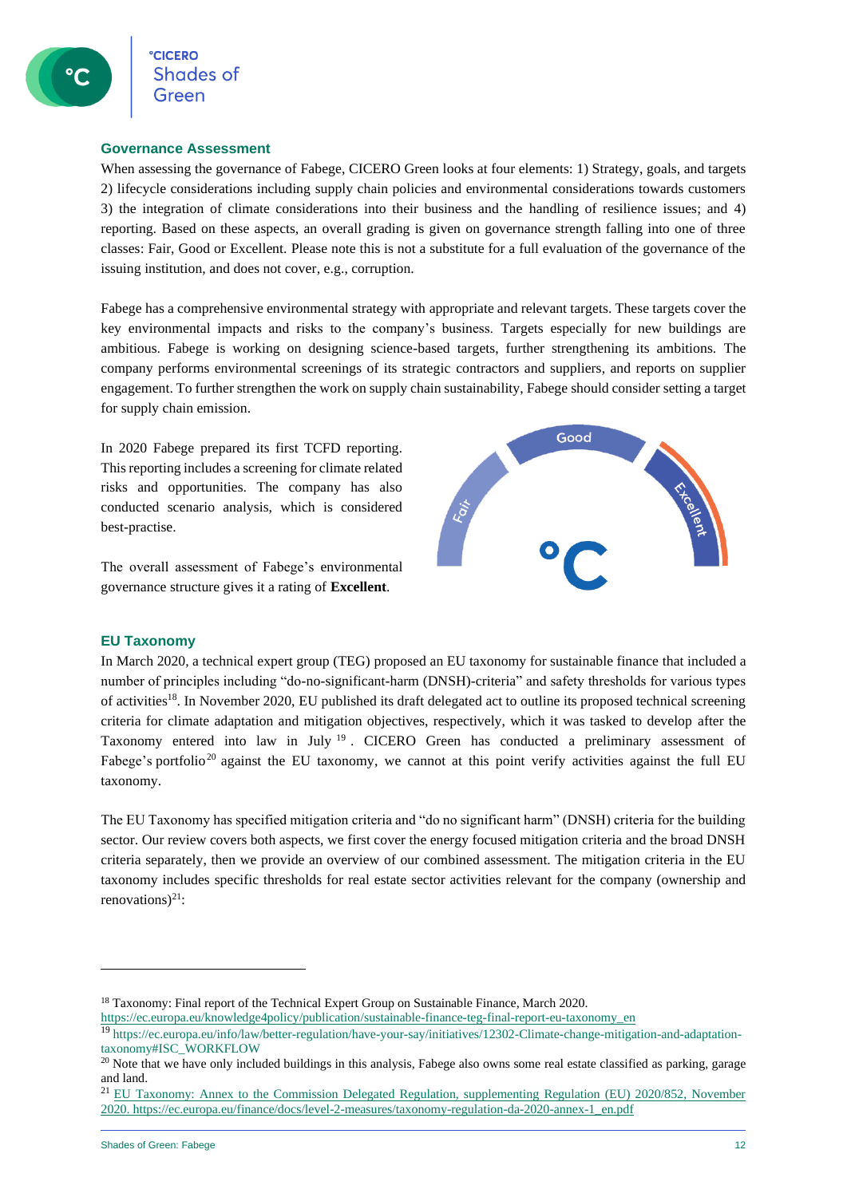## Governance Assessment

When assessing the governance of Fabege, CICERO Green looks at four elements: 1) Strategy, goals, and targets 2) lifecycle considerations including supply chain policies and environmental considerations towards customers 3) the integration of climate considerations into their business and the handling of resilience issues; and 4) reporting. Based on these aspects, an overall grading is given on governance strength falling into one of three classes: Fair, Good or Excellent. Please note this is not a substitute for a full evaluation of the governance of the issuing institution, and does not cover, e.g., corruption.

Fabege has a comprehensive environmental strategy with appropriate and relevant targets. These targets cover the key environmental impacts and risks to the company's business. Targets especially for new buildings are ambitious. Fabege is working on designing science-based targets, further strengthening its ambitions. The company performs environmental screenings of its strategic contractors and suppliers, and reports on supplier engagement. To further strengthen the work on supply chain sustainability, Fabege should consider setting a target for supply chain emission.

In 2020 Fabege prepared its first TCFD reporting. This reporting includes a screening for climate related risks and opportunities. The company has also conducted scenario analysis, which is considered best-practise.

The overall assessment of Fabege's environmental governance structure gives it a rating of **Excellent**.

## EU Taxonomy

In March 2020, a technical expert group (TEG) proposed an EU taxonomy for sustainable finance that included a number of principles including "do-no-significant-harm (DNSH)-criteria" and safety thresholds for various types of activities[18]. In November 2020, EU published its draft delegated act to outline its proposed technical screening criteria for climate adaptation and mitigation objectives, respectively, which it was tasked to develop after the Taxonomy entered into law in July [19]. CICERO Green has conducted a preliminary assessment of Fabege's portfolio[20] against the EU taxonomy, we cannot at this point verify activities against the full EU taxonomy.

The EU Taxonomy has specified mitigation criteria and "do no significant harm" (DNSH) criteria for the building sector. Our review covers both aspects, we first cover the energy focused mitigation criteria and the broad DNSH criteria separately, then we provide an overview of our combined assessment. The mitigation criteria in the EU taxonomy includes specific thresholds for real estate sector activities relevant for the company (ownership and renovations)[21]:

---

[18] Taxonomy: Final report of the Technical Expert Group on Sustainable Finance, March 2020. https://ec.europa.eu/knowledge4policy/publication/sustainable-finance-teg-final-report-eu-taxonomy_en

[19] https://ec.europa.eu/info/law/better-regulation/have-your-say/initiatives/12302-Climate-change-mitigation-and-adaptation-taxonomy#ISC_WORKFLOW

[20] Note that we have only included buildings in this analysis, Fabege also owns some real estate classified as parking, garage and land.

[21] EU Taxonomy: Annex to the Commission Delegated Regulation, supplementing Regulation (EU) 2020/852, November 2020. https://ec.europa.eu/finance/docs/level-2-measures/taxonomy-regulation-da-2020-annex-1_en.pdf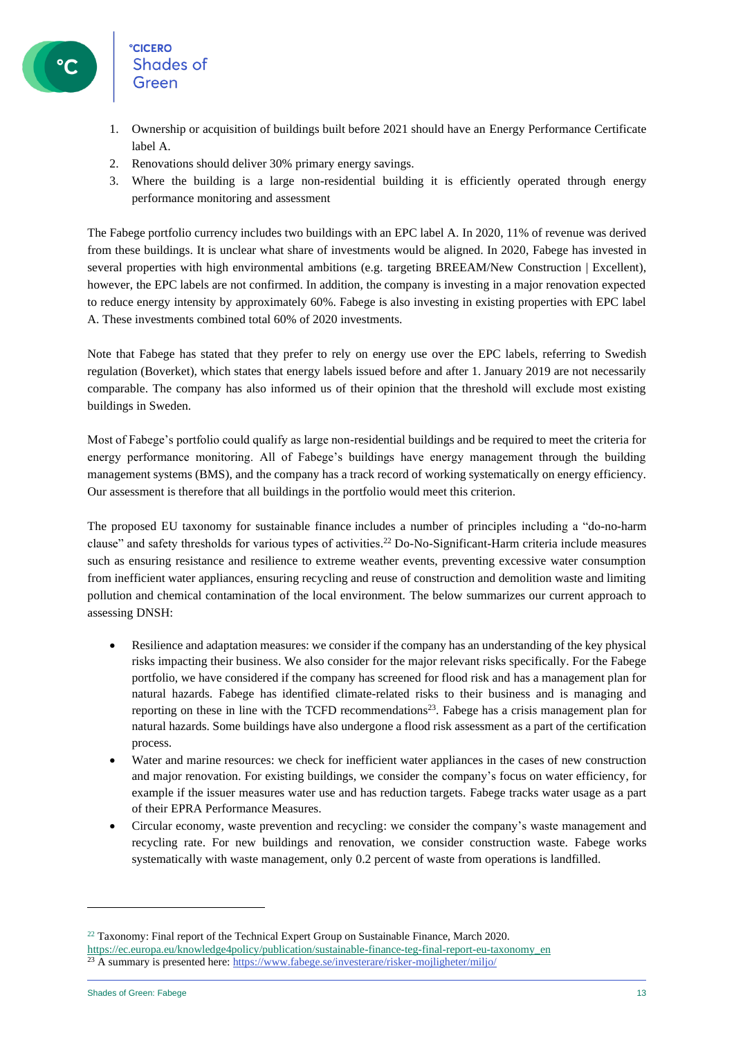1. Ownership or acquisition of buildings built before 2021 should have an Energy Performance Certificate label A.
2. Renovations should deliver 30% primary energy savings.
3. Where the building is a large non-residential building it is efficiently operated through energy performance monitoring and assessment

The Fabege portfolio currency includes two buildings with an EPC label A. In 2020, 11% of revenue was derived from these buildings. It is unclear what share of investments would be aligned. In 2020, Fabege has invested in several properties with high environmental ambitions (e.g. targeting BREEAM/New Construction | Excellent), however, the EPC labels are not confirmed. In addition, the company is investing in a major renovation expected to reduce energy intensity by approximately 60%. Fabege is also investing in existing properties with EPC label A. These investments combined total 60% of 2020 investments.

Note that Fabege has stated that they prefer to rely on energy use over the EPC labels, referring to Swedish regulation (Boverket), which states that energy labels issued before and after 1. January 2019 are not necessarily comparable. The company has also informed us of their opinion that the threshold will exclude most existing buildings in Sweden.

Most of Fabege's portfolio could qualify as large non-residential buildings and be required to meet the criteria for energy performance monitoring. All of Fabege's buildings have energy management through the building management systems (BMS), and the company has a track record of working systematically on energy efficiency. Our assessment is therefore that all buildings in the portfolio would meet this criterion.

The proposed EU taxonomy for sustainable finance includes a number of principles including a "do-no-harm clause" and safety thresholds for various types of activities.[22] Do-No-Significant-Harm criteria include measures such as ensuring resistance and resilience to extreme weather events, preventing excessive water consumption from inefficient water appliances, ensuring recycling and reuse of construction and demolition waste and limiting pollution and chemical contamination of the local environment. The below summarizes our current approach to assessing DNSH:

- Resilience and adaptation measures: we consider if the company has an understanding of the key physical risks impacting their business. We also consider for the major relevant risks specifically. For the Fabege portfolio, we have considered if the company has screened for flood risk and has a management plan for natural hazards. Fabege has identified climate-related risks to their business and is managing and reporting on these in line with the TCFD recommendations[23]. Fabege has a crisis management plan for natural hazards. Some buildings have also undergone a flood risk assessment as a part of the certification process.
- Water and marine resources: we check for inefficient water appliances in the cases of new construction and major renovation. For existing buildings, we consider the company's focus on water efficiency, for example if the issuer measures water use and has reduction targets. Fabege tracks water usage as a part of their EPRA Performance Measures.
- Circular economy, waste prevention and recycling: we consider the company's waste management and recycling rate. For new buildings and renovation, we consider construction waste. Fabege works systematically with waste management, only 0.2 percent of waste from operations is landfilled.

---

[22] Taxonomy: Final report of the Technical Expert Group on Sustainable Finance, March 2020. https://ec.europa.eu/knowledge4policy/publication/sustainable-finance-teg-final-report-eu-taxonomy_en

[23] A summary is presented here: https://www.fabege.se/investerare/risker-mojligheter/miljo/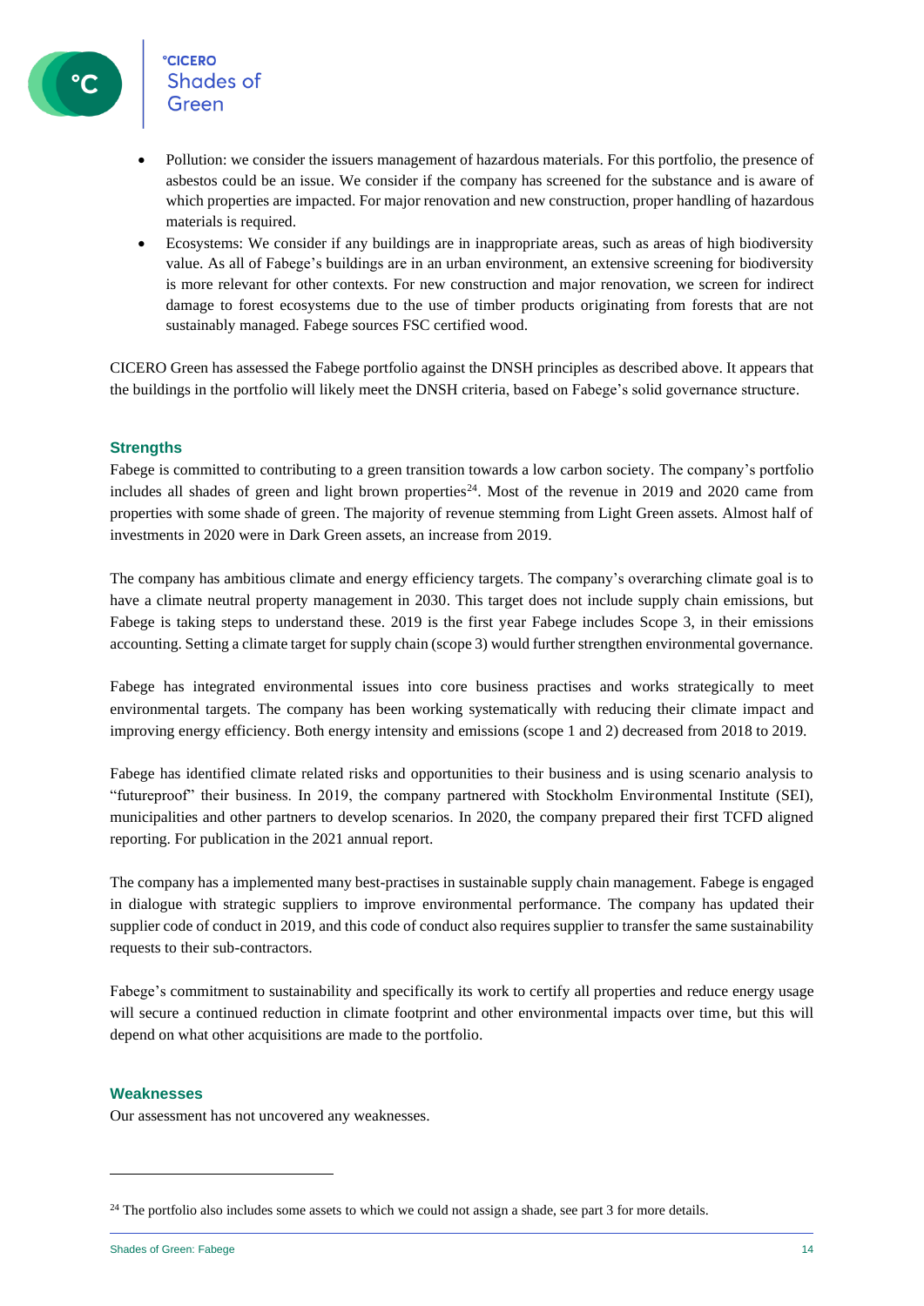- Pollution: we consider the issuers management of hazardous materials. For this portfolio, the presence of asbestos could be an issue. We consider if the company has screened for the substance and is aware of which properties are impacted. For major renovation and new construction, proper handling of hazardous materials is required.
- Ecosystems: We consider if any buildings are in inappropriate areas, such as areas of high biodiversity value. As all of Fabege's buildings are in an urban environment, an extensive screening for biodiversity is more relevant for other contexts. For new construction and major renovation, we screen for indirect damage to forest ecosystems due to the use of timber products originating from forests that are not sustainably managed. Fabege sources FSC certified wood.

CICERO Green has assessed the Fabege portfolio against the DNSH principles as described above. It appears that the buildings in the portfolio will likely meet the DNSH criteria, based on Fabege's solid governance structure.

### Strengths

Fabege is committed to contributing to a green transition towards a low carbon society. The company's portfolio includes all shades of green and light brown properties[24]. Most of the revenue in 2019 and 2020 came from properties with some shade of green. The majority of revenue stemming from Light Green assets. Almost half of investments in 2020 were in Dark Green assets, an increase from 2019.

The company has ambitious climate and energy efficiency targets. The company's overarching climate goal is to have a climate neutral property management in 2030. This target does not include supply chain emissions, but Fabege is taking steps to understand these. 2019 is the first year Fabege includes Scope 3, in their emissions accounting. Setting a climate target for supply chain (scope 3) would further strengthen environmental governance.

Fabege has integrated environmental issues into core business practises and works strategically to meet environmental targets. The company has been working systematically with reducing their climate impact and improving energy efficiency. Both energy intensity and emissions (scope 1 and 2) decreased from 2018 to 2019.

Fabege has identified climate related risks and opportunities to their business and is using scenario analysis to "futureproof" their business. In 2019, the company partnered with Stockholm Environmental Institute (SEI), municipalities and other partners to develop scenarios. In 2020, the company prepared their first TCFD aligned reporting. For publication in the 2021 annual report.

The company has a implemented many best-practises in sustainable supply chain management. Fabege is engaged in dialogue with strategic suppliers to improve environmental performance. The company has updated their supplier code of conduct in 2019, and this code of conduct also requires supplier to transfer the same sustainability requests to their sub-contractors.

Fabege's commitment to sustainability and specifically its work to certify all properties and reduce energy usage will secure a continued reduction in climate footprint and other environmental impacts over time, but this will depend on what other acquisitions are made to the portfolio.

### Weaknesses

Our assessment has not uncovered any weaknesses.

---

[24] The portfolio also includes some assets to which we could not assign a shade, see part 3 for more details.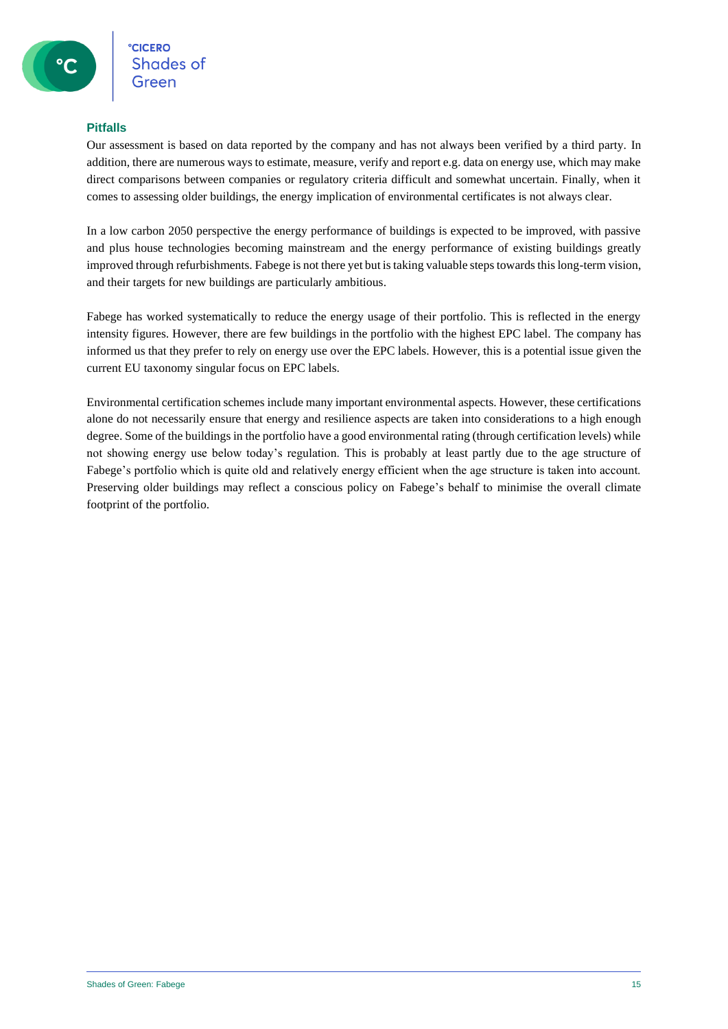### Pitfalls

Our assessment is based on data reported by the company and has not always been verified by a third party. In addition, there are numerous ways to estimate, measure, verify and report e.g. data on energy use, which may make direct comparisons between companies or regulatory criteria difficult and somewhat uncertain. Finally, when it comes to assessing older buildings, the energy implication of environmental certificates is not always clear.

In a low carbon 2050 perspective the energy performance of buildings is expected to be improved, with passive and plus house technologies becoming mainstream and the energy performance of existing buildings greatly improved through refurbishments. Fabege is not there yet but is taking valuable steps towards this long-term vision, and their targets for new buildings are particularly ambitious.

Fabege has worked systematically to reduce the energy usage of their portfolio. This is reflected in the energy intensity figures. However, there are few buildings in the portfolio with the highest EPC label. The company has informed us that they prefer to rely on energy use over the EPC labels. However, this is a potential issue given the current EU taxonomy singular focus on EPC labels.

Environmental certification schemes include many important environmental aspects. However, these certifications alone do not necessarily ensure that energy and resilience aspects are taken into considerations to a high enough degree. Some of the buildings in the portfolio have a good environmental rating (through certification levels) while not showing energy use below today's regulation. This is probably at least partly due to the age structure of Fabege's portfolio which is quite old and relatively energy efficient when the age structure is taken into account. Preserving older buildings may reflect a conscious policy on Fabege's behalf to minimise the overall climate footprint of the portfolio.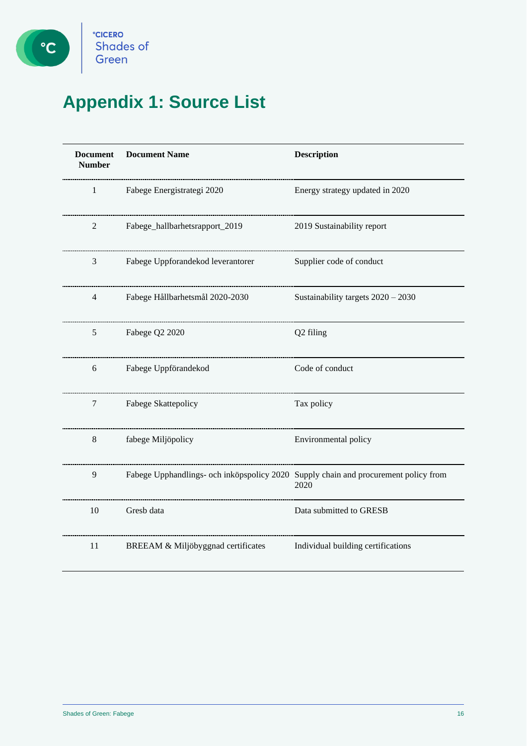# Appendix 1: Source List

| Document Number | Document Name | Description |
|---|---|---|
| 1 | Fabege Energistrategi 2020 | Energy strategy updated in 2020 |
| 2 | Fabege_hallbarhetsrapport_2019 | 2019 Sustainability report |
| 3 | Fabege Uppforandekod leverantorer | Supplier code of conduct |
| 4 | Fabege Hållbarhetsmål 2020-2030 | Sustainability targets 2020 – 2030 |
| 5 | Fabege Q2 2020 | Q2 filing |
| 6 | Fabege Uppförandekod | Code of conduct |
| 7 | Fabege Skattepolicy | Tax policy |
| 8 | fabege Miljöpolicy | Environmental policy |
| 9 | Fabege Upphandlings- och inköpspolicy 2020 | Supply chain and procurement policy from 2020 |
| 10 | Gresb data | Data submitted to GRESB |
| 11 | BREEAM & Miljöbyggnad certificates | Individual building certifications |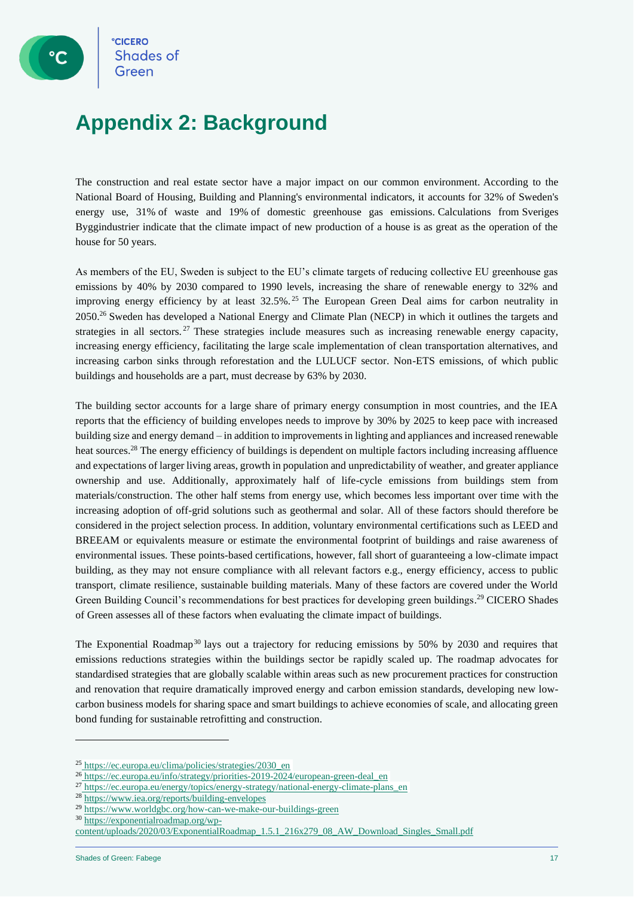# Appendix 2: Background

The construction and real estate sector have a major impact on our common environment. According to the National Board of Housing, Building and Planning's environmental indicators, it accounts for 32% of Sweden's energy use, 31% of waste and 19% of domestic greenhouse gas emissions. Calculations from Sveriges Byggindustrier indicate that the climate impact of new production of a house is as great as the operation of the house for 50 years.

As members of the EU, Sweden is subject to the EU's climate targets of reducing collective EU greenhouse gas emissions by 40% by 2030 compared to 1990 levels, increasing the share of renewable energy to 32% and improving energy efficiency by at least 32.5%.[25] The European Green Deal aims for carbon neutrality in 2050.[26] Sweden has developed a National Energy and Climate Plan (NECP) in which it outlines the targets and strategies in all sectors.[27] These strategies include measures such as increasing renewable energy capacity, increasing energy efficiency, facilitating the large scale implementation of clean transportation alternatives, and increasing carbon sinks through reforestation and the LULUCF sector. Non-ETS emissions, of which public buildings and households are a part, must decrease by 63% by 2030.

The building sector accounts for a large share of primary energy consumption in most countries, and the IEA reports that the efficiency of building envelopes needs to improve by 30% by 2025 to keep pace with increased building size and energy demand – in addition to improvements in lighting and appliances and increased renewable heat sources.[28] The energy efficiency of buildings is dependent on multiple factors including increasing affluence and expectations of larger living areas, growth in population and unpredictability of weather, and greater appliance ownership and use. Additionally, approximately half of life-cycle emissions from buildings stem from materials/construction. The other half stems from energy use, which becomes less important over time with the increasing adoption of off-grid solutions such as geothermal and solar. All of these factors should therefore be considered in the project selection process. In addition, voluntary environmental certifications such as LEED and BREEAM or equivalents measure or estimate the environmental footprint of buildings and raise awareness of environmental issues. These points-based certifications, however, fall short of guaranteeing a low-climate impact building, as they may not ensure compliance with all relevant factors e.g., energy efficiency, access to public transport, climate resilience, sustainable building materials. Many of these factors are covered under the World Green Building Council's recommendations for best practices for developing green buildings.[29] CICERO Shades of Green assesses all of these factors when evaluating the climate impact of buildings.

The Exponential Roadmap[30] lays out a trajectory for reducing emissions by 50% by 2030 and requires that emissions reductions strategies within the buildings sector be rapidly scaled up. The roadmap advocates for standardised strategies that are globally scalable within areas such as new procurement practices for construction and renovation that require dramatically improved energy and carbon emission standards, developing new low-carbon business models for sharing space and smart buildings to achieve economies of scale, and allocating green bond funding for sustainable retrofitting and construction.

---

[25] https://ec.europa.eu/clima/policies/strategies/2030_en
[26] https://ec.europa.eu/info/strategy/priorities-2019-2024/european-green-deal_en
[27] https://ec.europa.eu/energy/topics/energy-strategy/national-energy-climate-plans_en
[28] https://www.iea.org/reports/building-envelopes
[29] https://www.worldgbc.org/how-can-we-make-our-buildings-green
[30] https://exponentialroadmap.org/wp-content/uploads/2020/03/ExponentialRoadmap_1.5.1_216x279_08_AW_Download_Singles_Small.pdf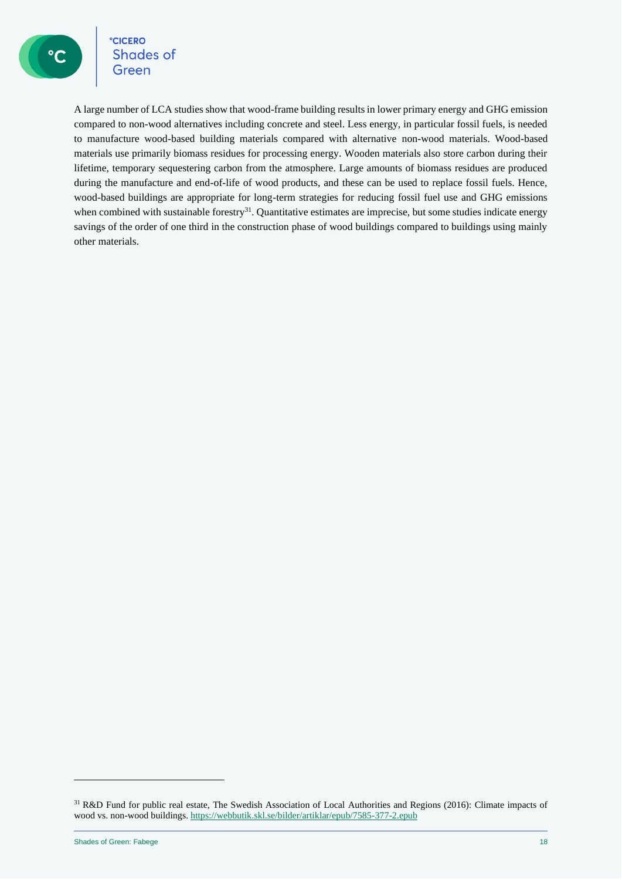A large number of LCA studies show that wood-frame building results in lower primary energy and GHG emission compared to non-wood alternatives including concrete and steel. Less energy, in particular fossil fuels, is needed to manufacture wood-based building materials compared with alternative non-wood materials. Wood-based materials use primarily biomass residues for processing energy. Wooden materials also store carbon during their lifetime, temporary sequestering carbon from the atmosphere. Large amounts of biomass residues are produced during the manufacture and end-of-life of wood products, and these can be used to replace fossil fuels. Hence, wood-based buildings are appropriate for long-term strategies for reducing fossil fuel use and GHG emissions when combined with sustainable forestry[31]. Quantitative estimates are imprecise, but some studies indicate energy savings of the order of one third in the construction phase of wood buildings compared to buildings using mainly other materials.

---

[31] R&D Fund for public real estate, The Swedish Association of Local Authorities and Regions (2016): Climate impacts of wood vs. non-wood buildings. https://webbutik.skl.se/bilder/artiklar/epub/7585-377-2.epub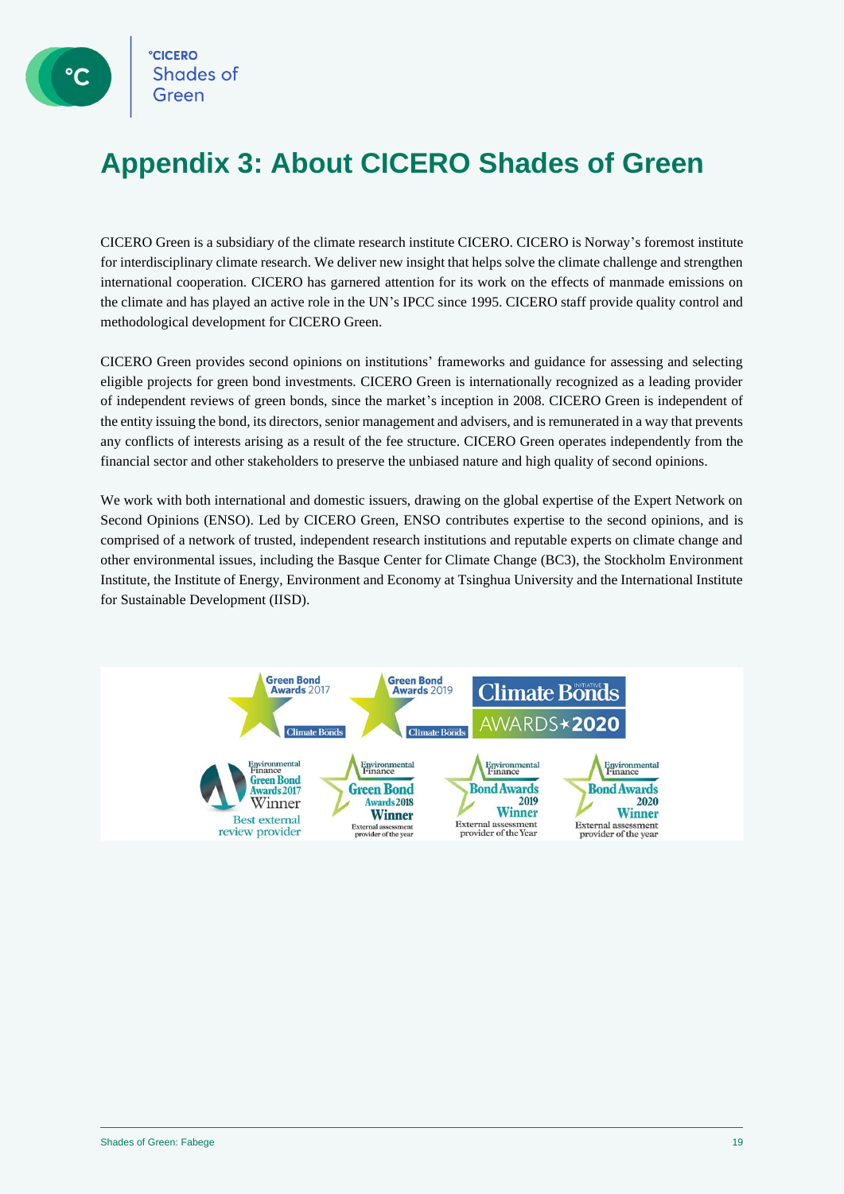# Appendix 3: About CICERO Shades of Green

CICERO Green is a subsidiary of the climate research institute CICERO. CICERO is Norway's foremost institute for interdisciplinary climate research. We deliver new insight that helps solve the climate challenge and strengthen international cooperation. CICERO has garnered attention for its work on the effects of manmade emissions on the climate and has played an active role in the UN's IPCC since 1995. CICERO staff provide quality control and methodological development for CICERO Green.

CICERO Green provides second opinions on institutions' frameworks and guidance for assessing and selecting eligible projects for green bond investments. CICERO Green is internationally recognized as a leading provider of independent reviews of green bonds, since the market's inception in 2008. CICERO Green is independent of the entity issuing the bond, its directors, senior management and advisers, and is remunerated in a way that prevents any conflicts of interests arising as a result of the fee structure. CICERO Green operates independently from the financial sector and other stakeholders to preserve the unbiased nature and high quality of second opinions.

We work with both international and domestic issuers, drawing on the global expertise of the Expert Network on Second Opinions (ENSO). Led by CICERO Green, ENSO contributes expertise to the second opinions, and is comprised of a network of trusted, independent research institutions and reputable experts on climate change and other environmental issues, including the Basque Center for Climate Change (BC3), the Stockholm Environment Institute, the Institute of Energy, Environment and Economy at Tsinghua University and the International Institute for Sustainable Development (IISD).

Green Bond Awards 2017 Climate Bonds

Green Bond Awards 2019 Climate Bonds

Climate Bonds Initiative AWARDS 2020

Environmental Finance Green Bond Awards 2017 Winner Best external review provider

Environmental Finance Green Bond Awards 2018 Winner External assessment provider of the year

Environmental Finance Bond Awards 2019 Winner External assessment provider of the Year

Environmental Finance Bond Awards 2020 Winner External assessment provider of the year